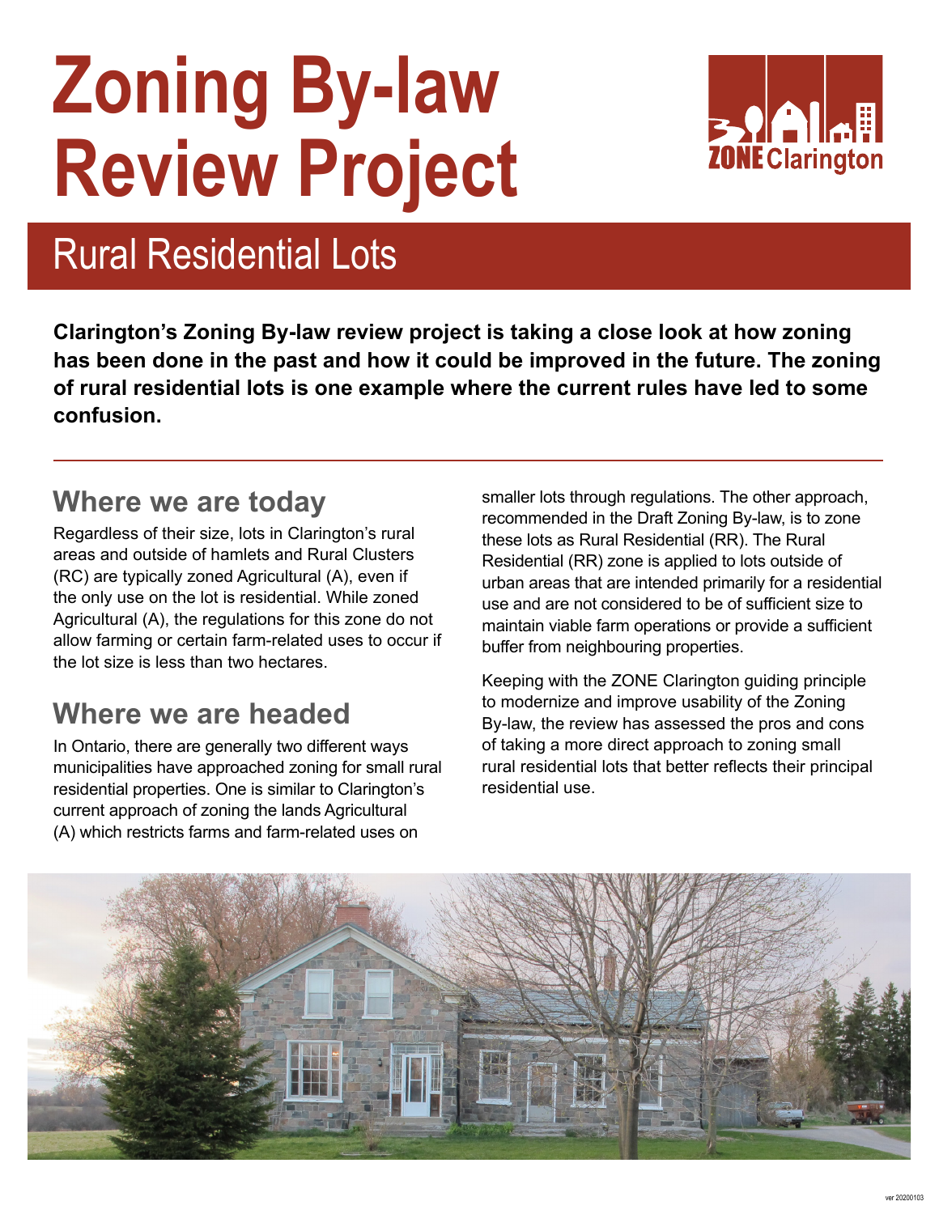# Zoning By-law Review Project

## Rural Residential Lots

**Clarington's Zoning By-law review project is taking a close look at how zoning has been done in the past and how it could be improved in the future. The zoning of rural residential lots is one example where the current rules have led to some confusion.**

## Where we are today

Regardless of their size, lots in Clarington's rural areas and outside of hamlets and Rural Clusters (RC) are typically zoned Agricultural (A), even if the only use on the lot is residential. While zoned Agricultural (A), the regulations for this zone do not allow farming or certain farm-related uses to occur if the lot size is less than two hectares.

## Where we are headed

In Ontario, there are generally two different ways municipalities have approached zoning for small rural residential properties. One is similar to Clarington's current approach of zoning the lands Agricultural (A) which restricts farms and farm-related uses on smaller lots through regulations. The other approach, recommended in the Draft Zoning By-law, is to zone these lots as Rural Residential (RR). The Rural Residential (RR) zone is applied to lots outside of urban areas that are intended primarily for a residential use and are not considered to be of sufficient size to maintain viable farm operations or provide a sufficient buffer from neighbouring properties.

Keeping with the ZONE Clarington guiding principle to modernize and improve usability of the Zoning By-law, the review has assessed the pros and cons of taking a more direct approach to zoning small rural residential lots that better reflects their principal residential use.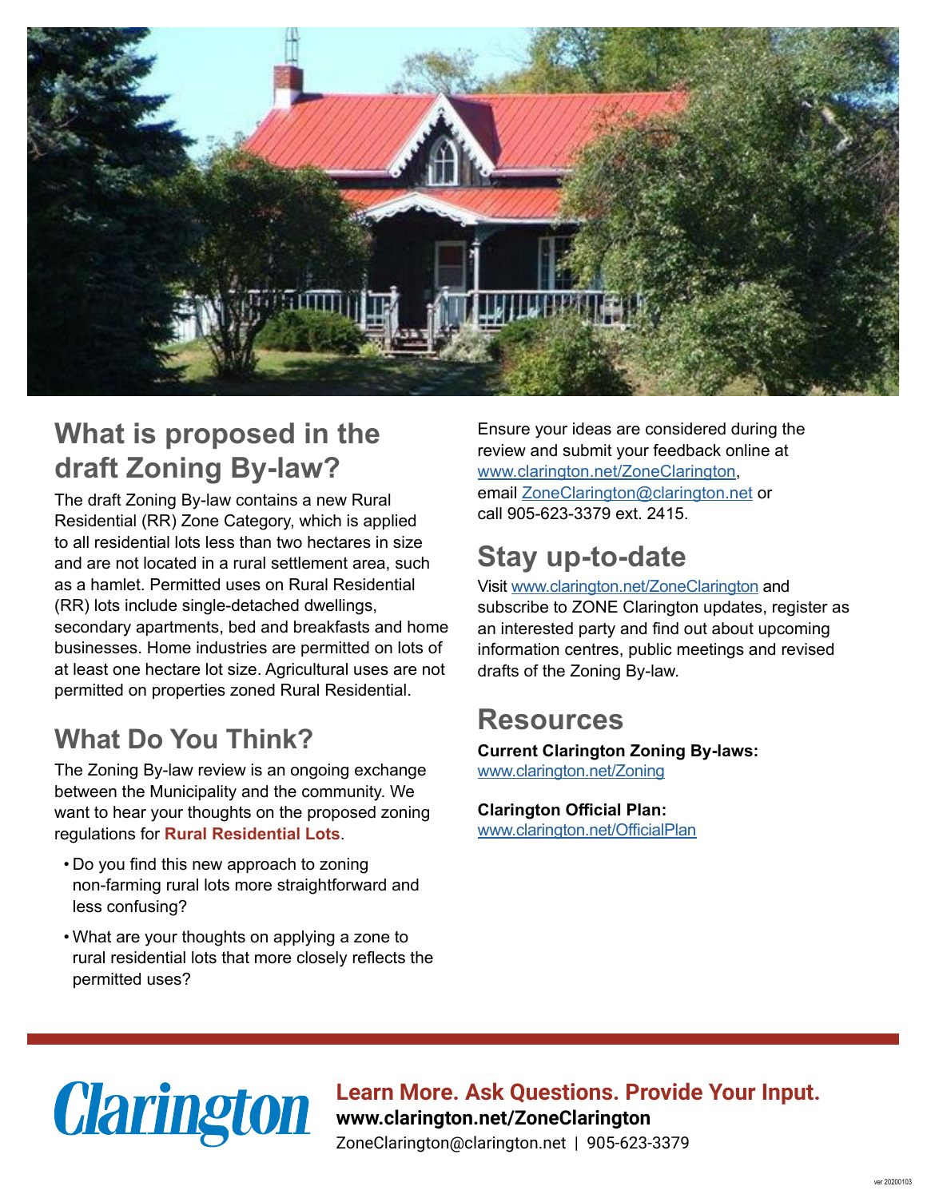## What is proposed in the draft Zoning By-law?

The draft Zoning By-law contains a new Rural Residential (RR) Zone Category, which is applied to all residential lots less than two hectares in size and are not located in a rural settlement area, such as a hamlet. Permitted uses on Rural Residential (RR) lots include single-detached dwellings, secondary apartments, bed and breakfasts and home businesses. Home industries are permitted on lots of at least one hectare lot size. Agricultural uses are not permitted on properties zoned Rural Residential.

## What Do You Think?

The Zoning By-law review is an ongoing exchange between the Municipality and the community. We want to hear your thoughts on the proposed zoning regulations for **Rural Residential Lots**.

- Do you find this new approach to zoning non-farming rural lots more straightforward and less confusing?
- What are your thoughts on applying a zone to rural residential lots that more closely reflects the permitted uses?

Ensure your ideas are considered during the review and submit your feedback online at www.clarington.net/ZoneClarington, email ZoneClarington@clarington.net or call 905-623-3379 ext. 2415.

## Stay up-to-date

Visit www.clarington.net/ZoneClarington and subscribe to ZONE Clarington updates, register as an interested party and find out about upcoming information centres, public meetings and revised drafts of the Zoning By-law.

## Resources

**Current Clarington Zoning By-laws:**
www.clarington.net/Zoning

**Clarington Official Plan:**
www.clarington.net/OfficialPlan

Clarington

**Learn More. Ask Questions. Provide Your Input.**
**www.clarington.net/ZoneClarington**
ZoneClarington@clarington.net | 905-623-3379

ver 20200103